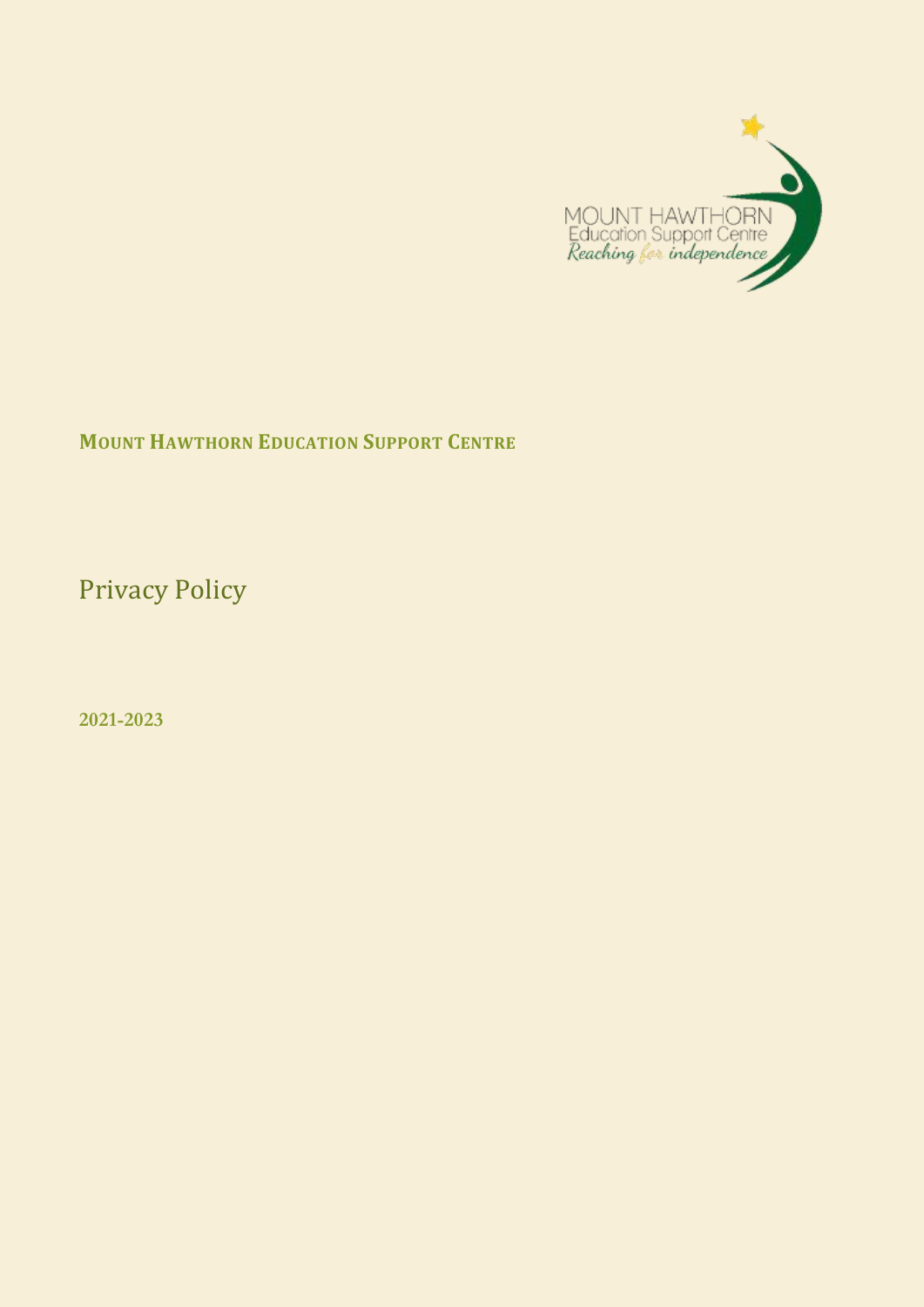**MOUNT HAWTHORN EDUCATION SUPPORT CENTRE**

# Privacy Policy

**2021-2023**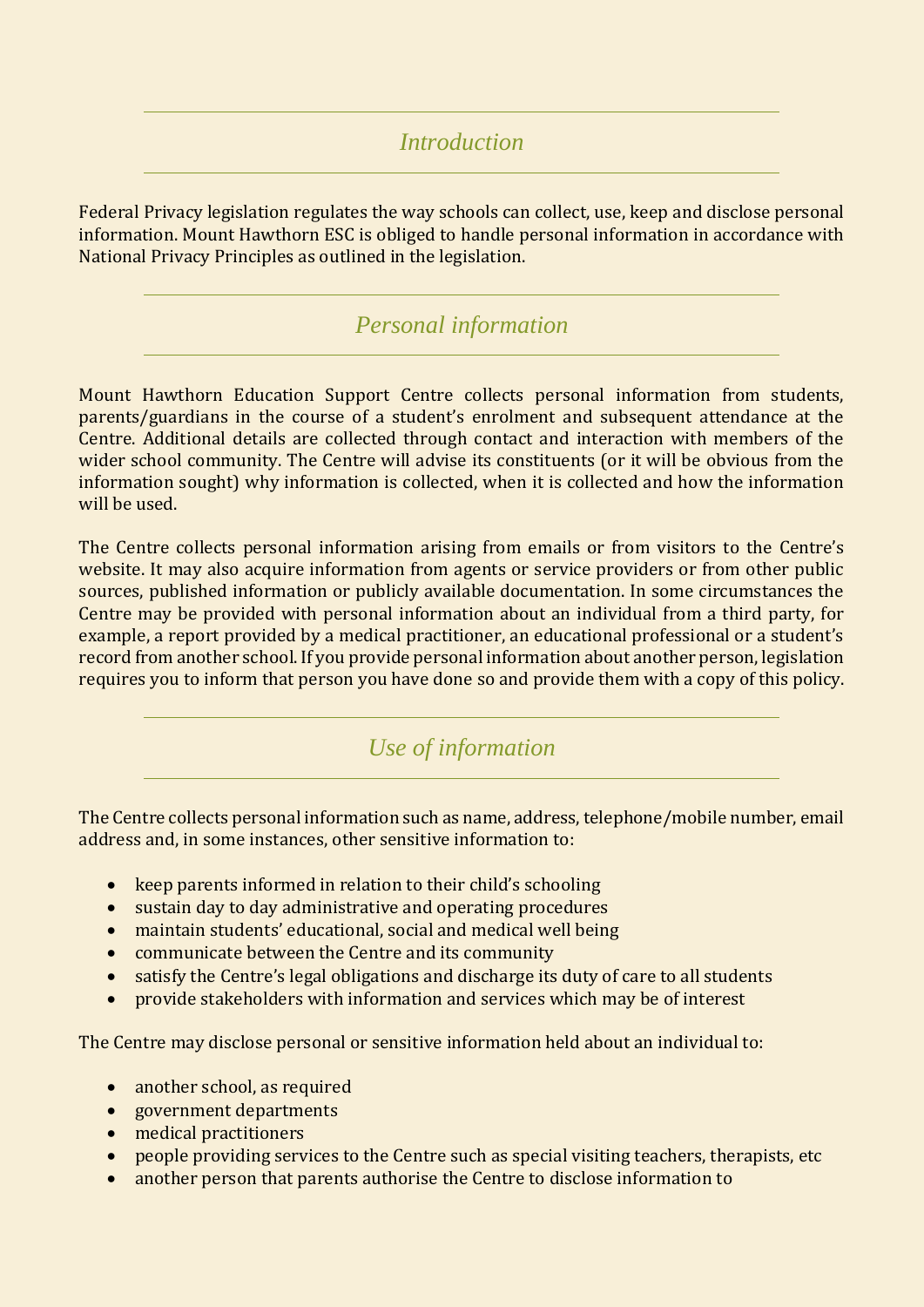## *Introduction*

Federal Privacy legislation regulates the way schools can collect, use, keep and disclose personal information. Mount Hawthorn ESC is obliged to handle personal information in accordance with National Privacy Principles as outlined in the legislation.

## *Personal information*

Mount Hawthorn Education Support Centre collects personal information from students, parents/guardians in the course of a student's enrolment and subsequent attendance at the Centre. Additional details are collected through contact and interaction with members of the wider school community. The Centre will advise its constituents (or it will be obvious from the information sought) why information is collected, when it is collected and how the information will be used.

The Centre collects personal information arising from emails or from visitors to the Centre's website. It may also acquire information from agents or service providers or from other public sources, published information or publicly available documentation. In some circumstances the Centre may be provided with personal information about an individual from a third party, for example, a report provided by a medical practitioner, an educational professional or a student's record from another school. If you provide personal information about another person, legislation requires you to inform that person you have done so and provide them with a copy of this policy.

## *Use of information*

The Centre collects personal information such as name, address, telephone/mobile number, email address and, in some instances, other sensitive information to:

- keep parents informed in relation to their child's schooling
- sustain day to day administrative and operating procedures
- maintain students' educational, social and medical well being
- communicate between the Centre and its community
- satisfy the Centre's legal obligations and discharge its duty of care to all students
- provide stakeholders with information and services which may be of interest

The Centre may disclose personal or sensitive information held about an individual to:

- another school, as required
- government departments
- medical practitioners
- people providing services to the Centre such as special visiting teachers, therapists, etc
- another person that parents authorise the Centre to disclose information to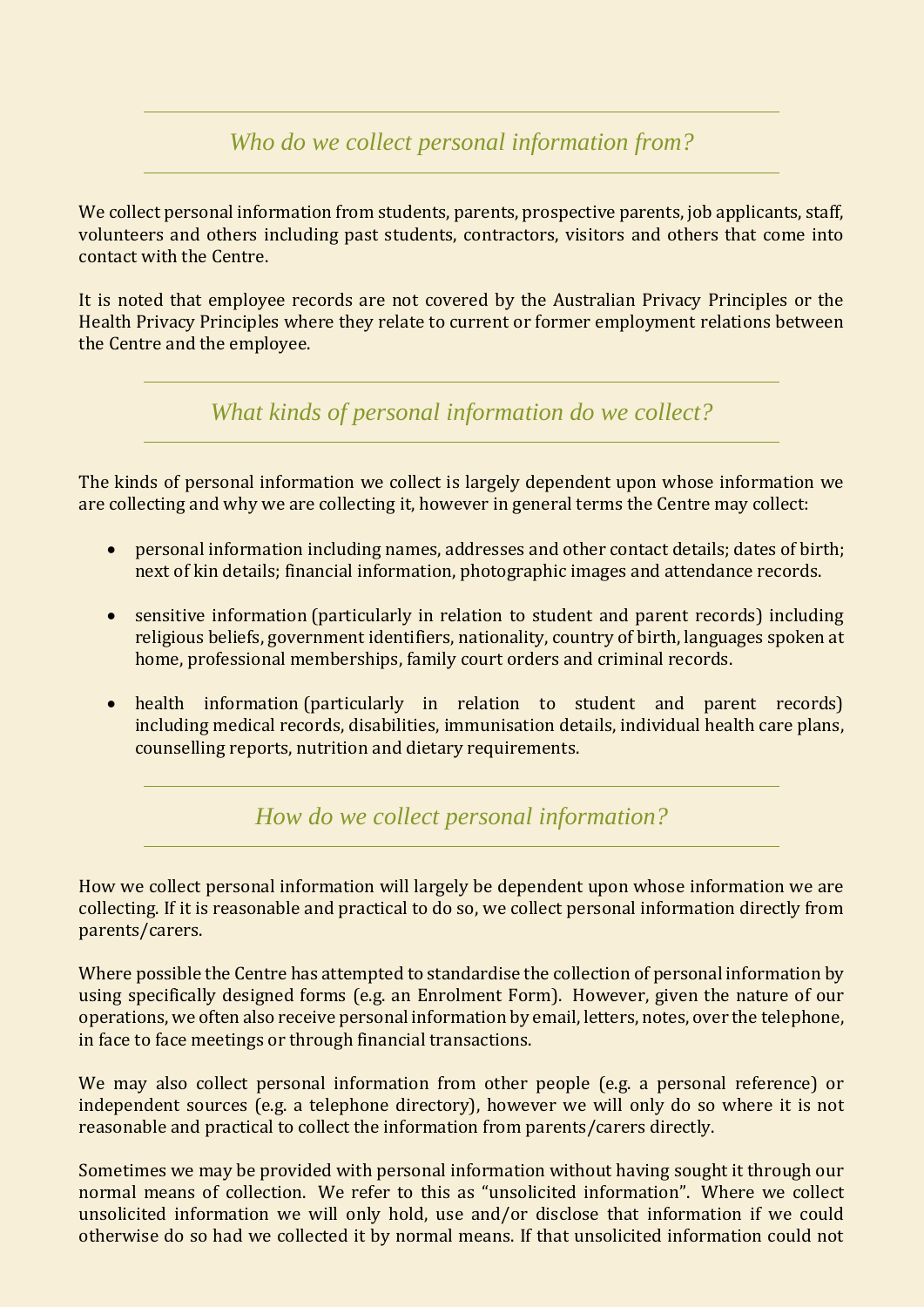## *Who do we collect personal information from?*

We collect personal information from students, parents, prospective parents, job applicants, staff, volunteers and others including past students, contractors, visitors and others that come into contact with the Centre.

It is noted that employee records are not covered by the Australian Privacy Principles or the Health Privacy Principles where they relate to current or former employment relations between the Centre and the employee.

## *What kinds of personal information do we collect?*

The kinds of personal information we collect is largely dependent upon whose information we are collecting and why we are collecting it, however in general terms the Centre may collect:

- personal information including names, addresses and other contact details; dates of birth; next of kin details; financial information, photographic images and attendance records.
- sensitive information (particularly in relation to student and parent records) including religious beliefs, government identifiers, nationality, country of birth, languages spoken at home, professional memberships, family court orders and criminal records.
- health information (particularly in relation to student and parent records) including medical records, disabilities, immunisation details, individual health care plans, counselling reports, nutrition and dietary requirements.

## *How do we collect personal information?*

How we collect personal information will largely be dependent upon whose information we are collecting. If it is reasonable and practical to do so, we collect personal information directly from parents/carers.

Where possible the Centre has attempted to standardise the collection of personal information by using specifically designed forms (e.g. an Enrolment Form). However, given the nature of our operations, we often also receive personal information by email, letters, notes, over the telephone, in face to face meetings or through financial transactions.

We may also collect personal information from other people (e.g. a personal reference) or independent sources (e.g. a telephone directory), however we will only do so where it is not reasonable and practical to collect the information from parents/carers directly.

Sometimes we may be provided with personal information without having sought it through our normal means of collection. We refer to this as "unsolicited information". Where we collect unsolicited information we will only hold, use and/or disclose that information if we could otherwise do so had we collected it by normal means. If that unsolicited information could not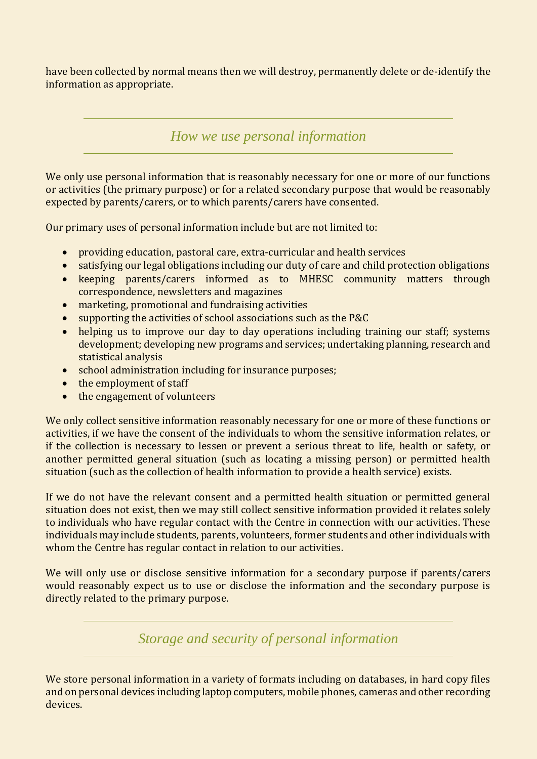have been collected by normal means then we will destroy, permanently delete or de-identify the information as appropriate.

## *How we use personal information*

We only use personal information that is reasonably necessary for one or more of our functions or activities (the primary purpose) or for a related secondary purpose that would be reasonably expected by parents/carers, or to which parents/carers have consented.

Our primary uses of personal information include but are not limited to:

- providing education, pastoral care, extra-curricular and health services
- satisfying our legal obligations including our duty of care and child protection obligations
- keeping parents/carers informed as to MHESC community matters through correspondence, newsletters and magazines
- marketing, promotional and fundraising activities
- supporting the activities of school associations such as the P&C
- helping us to improve our day to day operations including training our staff; systems development; developing new programs and services; undertaking planning, research and statistical analysis
- school administration including for insurance purposes;
- the employment of staff
- the engagement of volunteers

We only collect sensitive information reasonably necessary for one or more of these functions or activities, if we have the consent of the individuals to whom the sensitive information relates, or if the collection is necessary to lessen or prevent a serious threat to life, health or safety, or another permitted general situation (such as locating a missing person) or permitted health situation (such as the collection of health information to provide a health service) exists.

If we do not have the relevant consent and a permitted health situation or permitted general situation does not exist, then we may still collect sensitive information provided it relates solely to individuals who have regular contact with the Centre in connection with our activities. These individuals may include students, parents, volunteers, former students and other individuals with whom the Centre has regular contact in relation to our activities.

We will only use or disclose sensitive information for a secondary purpose if parents/carers would reasonably expect us to use or disclose the information and the secondary purpose is directly related to the primary purpose.

## *Storage and security of personal information*

We store personal information in a variety of formats including on databases, in hard copy files and on personal devices including laptop computers, mobile phones, cameras and other recording devices.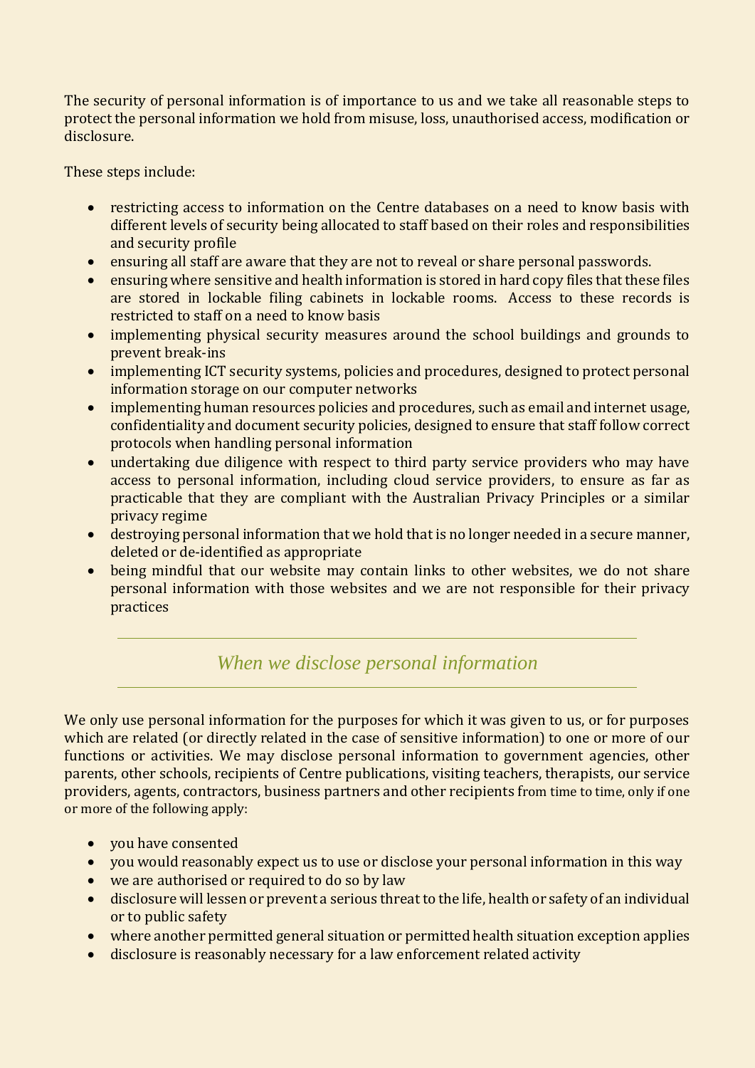The security of personal information is of importance to us and we take all reasonable steps to protect the personal information we hold from misuse, loss, unauthorised access, modification or disclosure.

These steps include:

- restricting access to information on the Centre databases on a need to know basis with different levels of security being allocated to staff based on their roles and responsibilities and security profile
- ensuring all staff are aware that they are not to reveal or share personal passwords.
- ensuring where sensitive and health information is stored in hard copy files that these files are stored in lockable filing cabinets in lockable rooms. Access to these records is restricted to staff on a need to know basis
- implementing physical security measures around the school buildings and grounds to prevent break-ins
- implementing ICT security systems, policies and procedures, designed to protect personal information storage on our computer networks
- implementing human resources policies and procedures, such as email and internet usage, confidentiality and document security policies, designed to ensure that staff follow correct protocols when handling personal information
- undertaking due diligence with respect to third party service providers who may have access to personal information, including cloud service providers, to ensure as far as practicable that they are compliant with the Australian Privacy Principles or a similar privacy regime
- destroying personal information that we hold that is no longer needed in a secure manner, deleted or de-identified as appropriate
- being mindful that our website may contain links to other websites, we do not share personal information with those websites and we are not responsible for their privacy practices

## *When we disclose personal information*

We only use personal information for the purposes for which it was given to us, or for purposes which are related (or directly related in the case of sensitive information) to one or more of our functions or activities. We may disclose personal information to government agencies, other parents, other schools, recipients of Centre publications, visiting teachers, therapists, our service providers, agents, contractors, business partners and other recipients from time to time, only if one or more of the following apply:

- you have consented
- you would reasonably expect us to use or disclose your personal information in this way
- we are authorised or required to do so by law
- disclosure will lessen or prevent a serious threat to the life, health or safety of an individual or to public safety
- where another permitted general situation or permitted health situation exception applies
- disclosure is reasonably necessary for a law enforcement related activity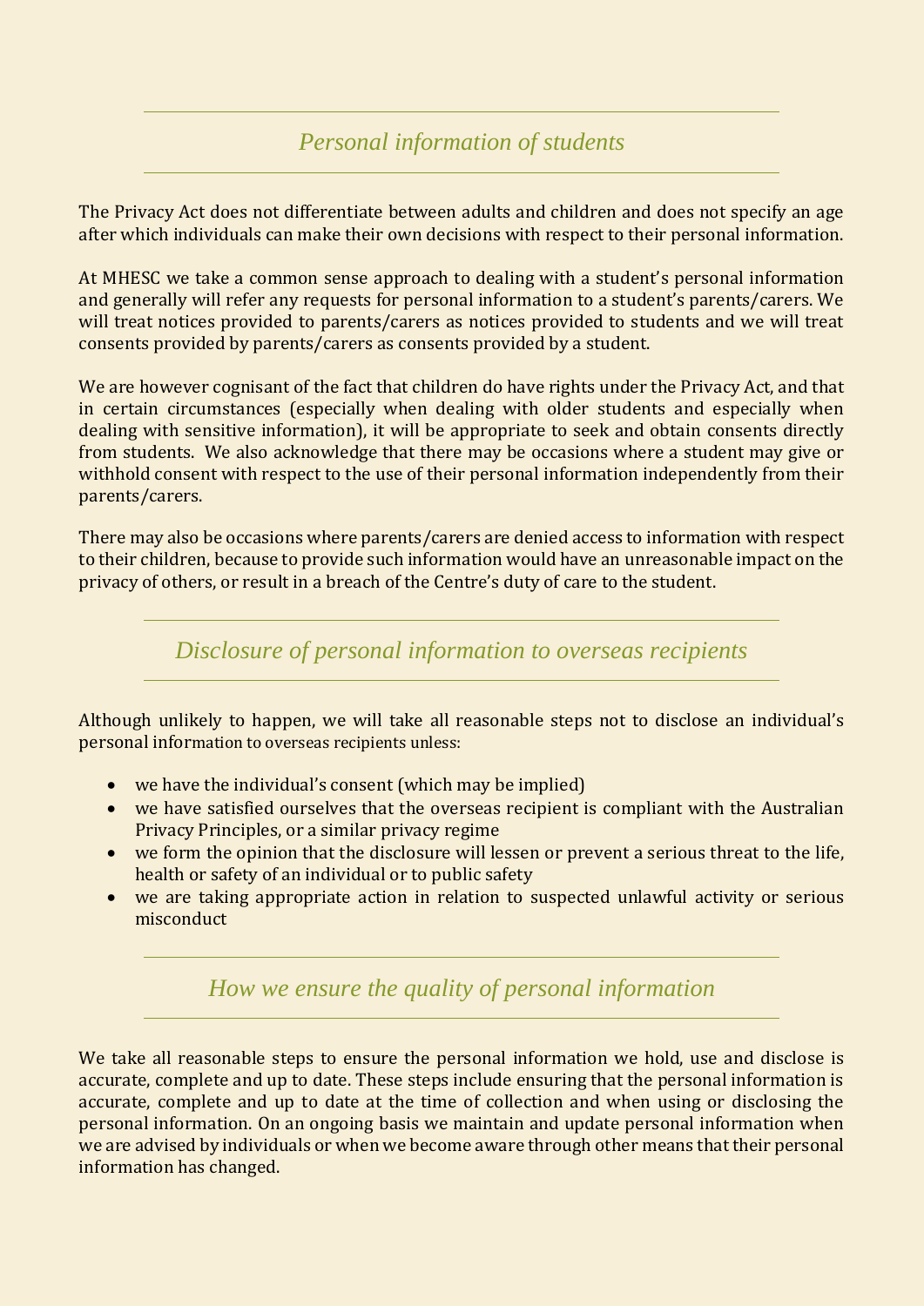## *Personal information of students*

The Privacy Act does not differentiate between adults and children and does not specify an age after which individuals can make their own decisions with respect to their personal information.

At MHESC we take a common sense approach to dealing with a student's personal information and generally will refer any requests for personal information to a student's parents/carers. We will treat notices provided to parents/carers as notices provided to students and we will treat consents provided by parents/carers as consents provided by a student.

We are however cognisant of the fact that children do have rights under the Privacy Act, and that in certain circumstances (especially when dealing with older students and especially when dealing with sensitive information), it will be appropriate to seek and obtain consents directly from students. We also acknowledge that there may be occasions where a student may give or withhold consent with respect to the use of their personal information independently from their parents/carers.

There may also be occasions where parents/carers are denied access to information with respect to their children, because to provide such information would have an unreasonable impact on the privacy of others, or result in a breach of the Centre's duty of care to the student.

## *Disclosure of personal information to overseas recipients*

Although unlikely to happen, we will take all reasonable steps not to disclose an individual's personal information to overseas recipients unless:

- we have the individual's consent (which may be implied)
- we have satisfied ourselves that the overseas recipient is compliant with the Australian Privacy Principles, or a similar privacy regime
- we form the opinion that the disclosure will lessen or prevent a serious threat to the life, health or safety of an individual or to public safety
- we are taking appropriate action in relation to suspected unlawful activity or serious misconduct

## *How we ensure the quality of personal information*

We take all reasonable steps to ensure the personal information we hold, use and disclose is accurate, complete and up to date. These steps include ensuring that the personal information is accurate, complete and up to date at the time of collection and when using or disclosing the personal information. On an ongoing basis we maintain and update personal information when we are advised by individuals or when we become aware through other means that their personal information has changed.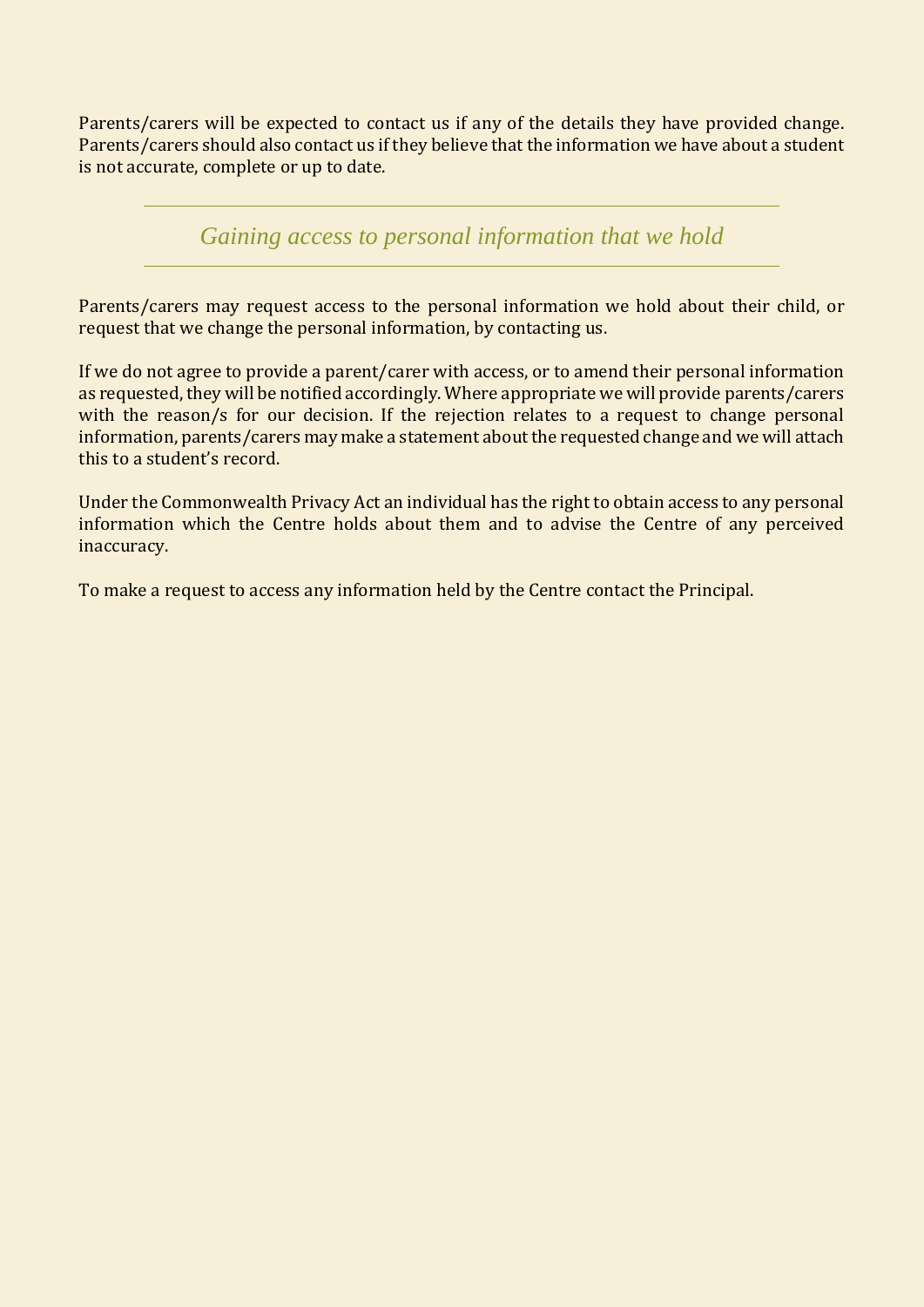Parents/carers will be expected to contact us if any of the details they have provided change. Parents/carers should also contact us if they believe that the information we have about a student is not accurate, complete or up to date.

## *Gaining access to personal information that we hold*

Parents/carers may request access to the personal information we hold about their child, or request that we change the personal information, by contacting us.

If we do not agree to provide a parent/carer with access, or to amend their personal information as requested, they will be notified accordingly. Where appropriate we will provide parents/carers with the reason/s for our decision. If the rejection relates to a request to change personal information, parents/carers may make a statement about the requested change and we will attach this to a student's record.

Under the Commonwealth Privacy Act an individual has the right to obtain access to any personal information which the Centre holds about them and to advise the Centre of any perceived inaccuracy.

To make a request to access any information held by the Centre contact the Principal.